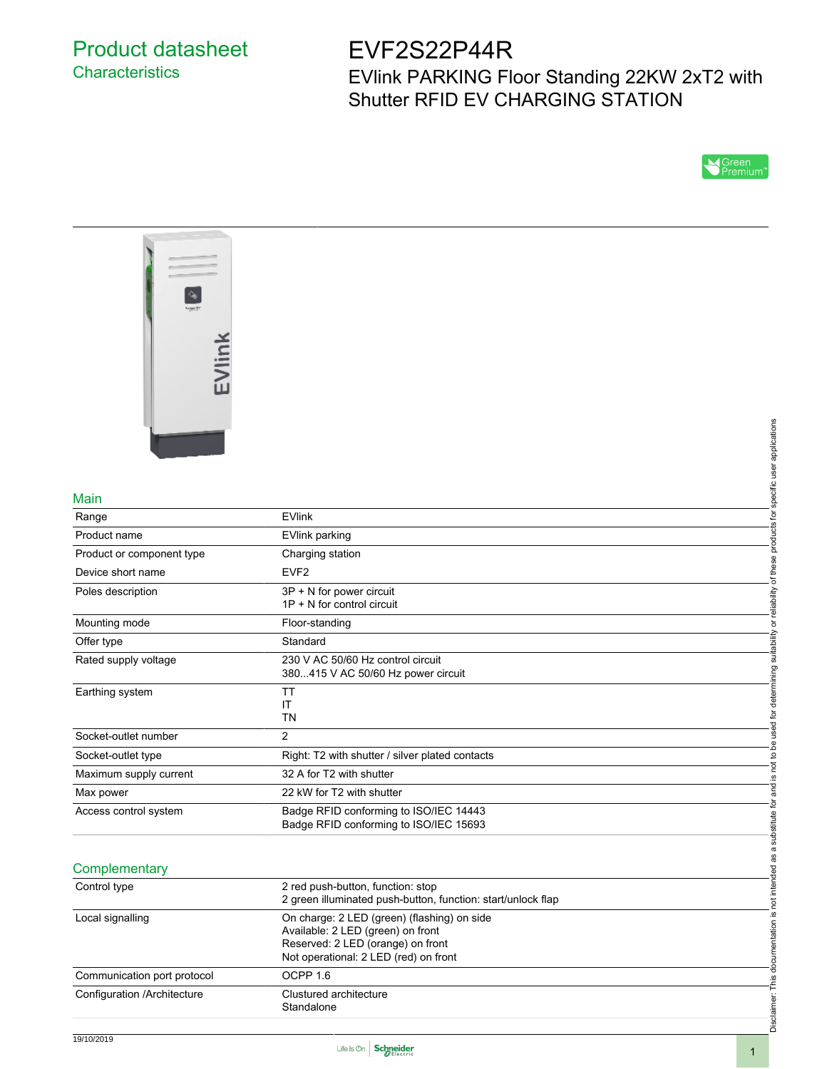# Product datasheet

## Characteristics

# EVF2S22P44R

EVlink PARKING Floor Standing 22KW 2xT2 with Shutter RFID EV CHARGING STATION

Green Premium™

## Main

| | |
|---|---|
| Range | EVlink |
| Product name | EVlink parking |
| Product or component type | Charging station |
| Device short name | EVF2 |
| Poles description | 3P + N for power circuit<br>1P + N for control circuit |
| Mounting mode | Floor-standing |
| Offer type | Standard |
| Rated supply voltage | 230 V AC 50/60 Hz control circuit<br>380...415 V AC 50/60 Hz power circuit |
| Earthing system | TT<br>IT<br>TN |
| Socket-outlet number | 2 |
| Socket-outlet type | Right: T2 with shutter / silver plated contacts |
| Maximum supply current | 32 A for T2 with shutter |
| Max power | 22 kW for T2 with shutter |
| Access control system | Badge RFID conforming to ISO/IEC 14443<br>Badge RFID conforming to ISO/IEC 15693 |

## Complementary

| | |
|---|---|
| Control type | 2 red push-button, function: stop<br>2 green illuminated push-button, function: start/unlock flap |
| Local signalling | On charge: 2 LED (green) (flashing) on side<br>Available: 2 LED (green) on front<br>Reserved: 2 LED (orange) on front<br>Not operational: 2 LED (red) on front |
| Communication port protocol | OCPP 1.6 |
| Configuration /Architecture | Clustured architecture<br>Standalone |

Disclaimer: This documentation is not intended as a substitute for and is not to be used for determining suitability or reliability of these products for specific user applications

19/10/2019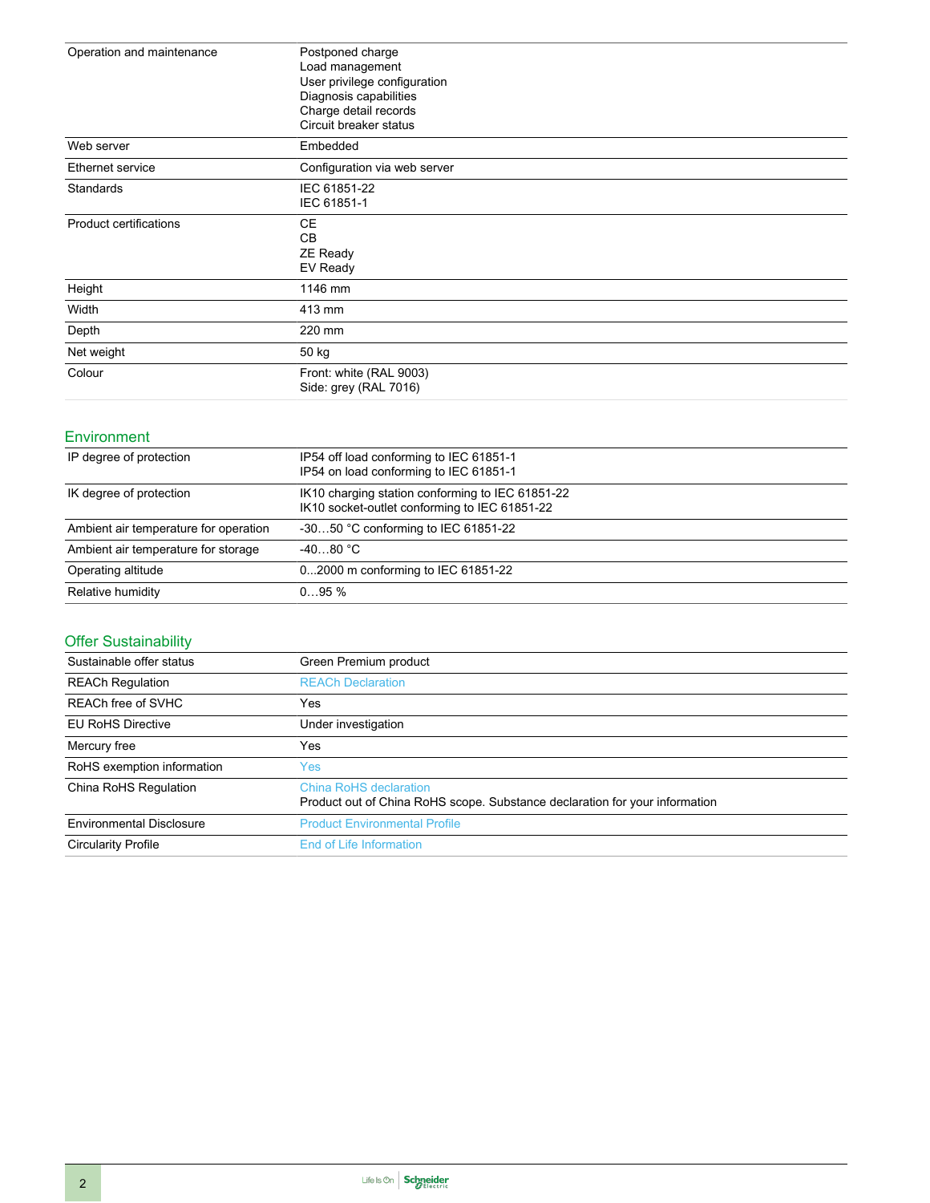| | |
|---|---|
| Operation and maintenance | Postponed charge<br>Load management<br>User privilege configuration<br>Diagnosis capabilities<br>Charge detail records<br>Circuit breaker status |
| Web server | Embedded |
| Ethernet service | Configuration via web server |
| Standards | IEC 61851-22<br>IEC 61851-1 |
| Product certifications | CE<br>CB<br>ZE Ready<br>EV Ready |
| Height | 1146 mm |
| Width | 413 mm |
| Depth | 220 mm |
| Net weight | 50 kg |
| Colour | Front: white (RAL 9003)<br>Side: grey (RAL 7016) |

## Environment

| | |
|---|---|
| IP degree of protection | IP54 off load conforming to IEC 61851-1<br>IP54 on load conforming to IEC 61851-1 |
| IK degree of protection | IK10 charging station conforming to IEC 61851-22<br>IK10 socket-outlet conforming to IEC 61851-22 |
| Ambient air temperature for operation | -30…50 °C conforming to IEC 61851-22 |
| Ambient air temperature for storage | -40…80 °C |
| Operating altitude | 0...2000 m conforming to IEC 61851-22 |
| Relative humidity | 0…95 % |

## Offer Sustainability

| | |
|---|---|
| Sustainable offer status | Green Premium product |
| REACh Regulation | REACh Declaration |
| REACh free of SVHC | Yes |
| EU RoHS Directive | Under investigation |
| Mercury free | Yes |
| RoHS exemption information | Yes |
| China RoHS Regulation | China RoHS declaration<br>Product out of China RoHS scope. Substance declaration for your information |
| Environmental Disclosure | Product Environmental Profile |
| Circularity Profile | End of Life Information |